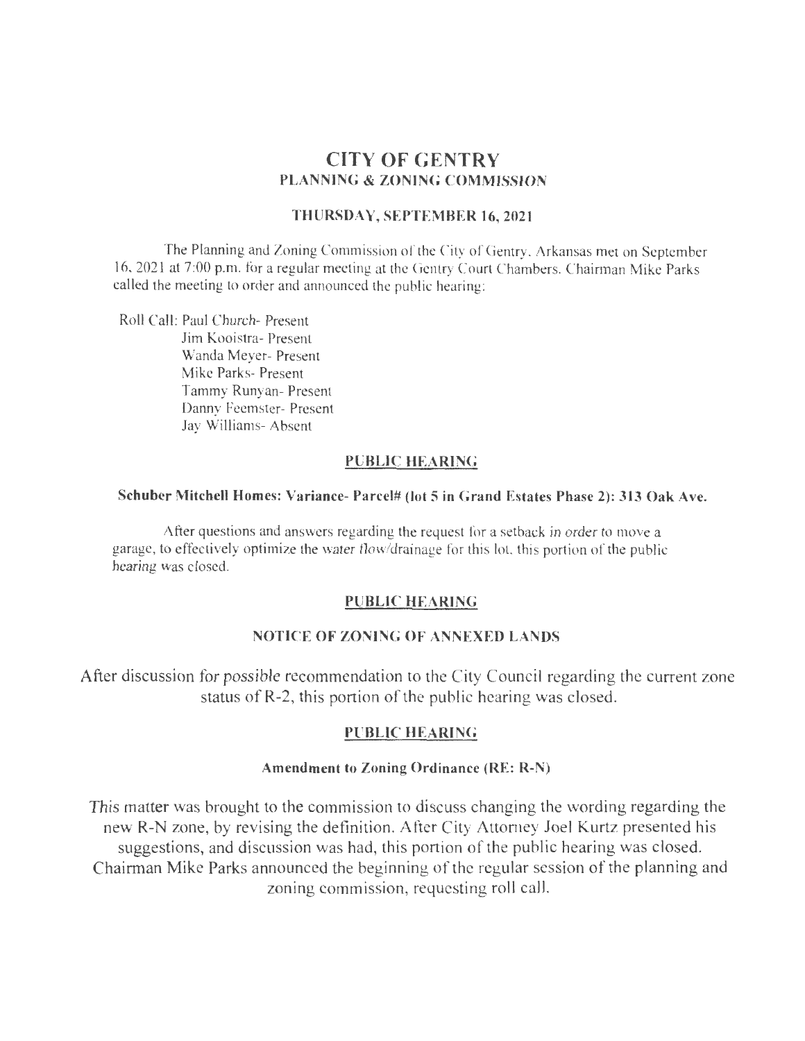# CITY OF GENTRY
## PLANNING & ZONING COMMISSION

### THURSDAY, SEPTEMBER 16, 2021

The Planning and Zoning Commission of the City of Gentry, Arkansas met on September 16, 2021 at 7:00 p.m. for a regular meeting at the Gentry Court Chambers. Chairman Mike Parks called the meeting to order and announced the public hearing:

Roll Call: Paul Church- Present
Jim Kooistra- Present
Wanda Meyer- Present
Mike Parks- Present
Tammy Runyan- Present
Danny Feemster- Present
Jay Williams- Absent

### PUBLIC HEARING

**Schuber Mitchell Homes: Variance- Parcel# (lot 5 in Grand Estates Phase 2): 313 Oak Ave.**

After questions and answers regarding the request for a setback in order to move a garage, to effectively optimize the water flow/drainage for this lot, this portion of the public hearing was closed.

### PUBLIC HEARING

**NOTICE OF ZONING OF ANNEXED LANDS**

After discussion for possible recommendation to the City Council regarding the current zone status of R-2, this portion of the public hearing was closed.

### PUBLIC HEARING

**Amendment to Zoning Ordinance (RE: R-N)**

This matter was brought to the commission to discuss changing the wording regarding the new R-N zone, by revising the definition. After City Attorney Joel Kurtz presented his suggestions, and discussion was had, this portion of the public hearing was closed. Chairman Mike Parks announced the beginning of the regular session of the planning and zoning commission, requesting roll call.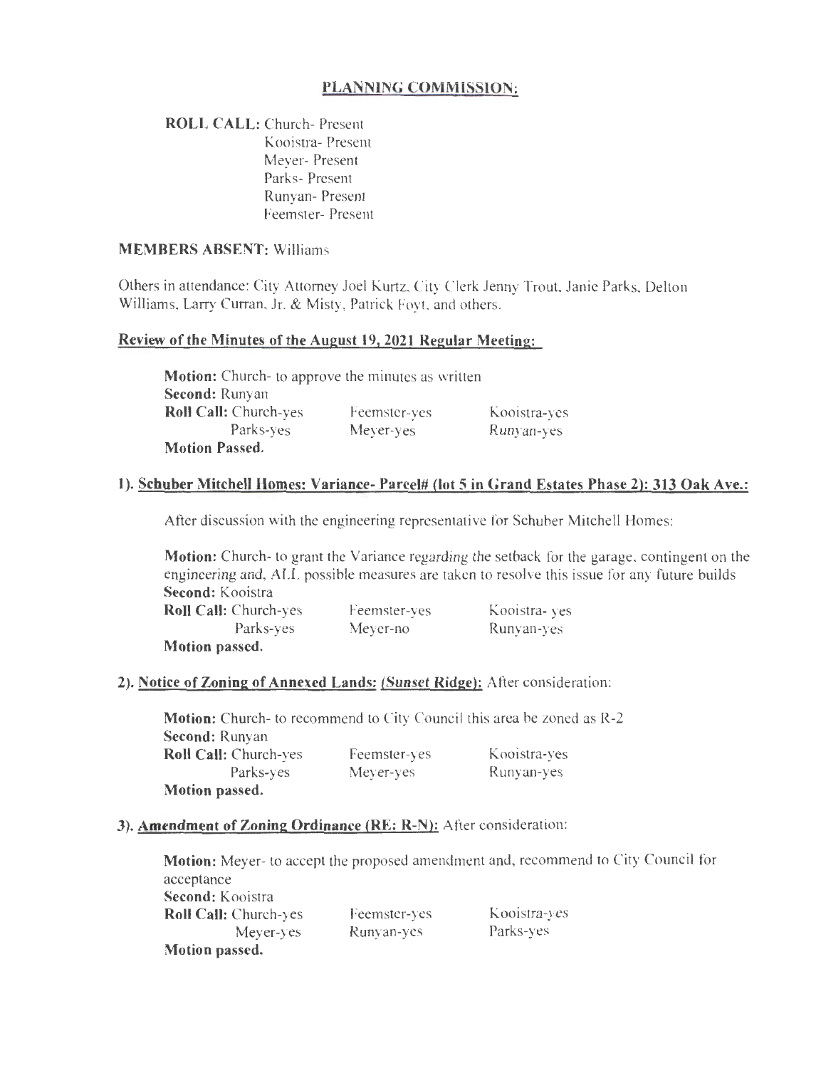## PLANNING COMMISSION:

**ROLL CALL:** Church- Present
Kooistra- Present
Meyer- Present
Parks- Present
Runyan- Present
Feemster- Present

**MEMBERS ABSENT:** Williams

Others in attendance: City Attorney Joel Kurtz, City Clerk Jenny Trout, Janie Parks, Delton Williams, Larry Curran, Jr. & Misty, Patrick Foyt, and others.

### Review of the Minutes of the August 19, 2021 Regular Meeting:

**Motion:** Church- to approve the minutes as written
**Second:** Runyan

| **Roll Call:** Church-yes | Feemster-yes | Kooistra-yes |
|---|---|---|
| Parks-yes | Meyer-yes | Runyan-yes |

**Motion Passed.**

### 1). Schuber Mitchell Homes: Variance- Parcel# (lot 5 in Grand Estates Phase 2): 313 Oak Ave.:

After discussion with the engineering representative for Schuber Mitchell Homes:

**Motion:** Church- to grant the Variance regarding the setback for the garage, contingent on the engineering and, ALL possible measures are taken to resolve this issue for any future builds
**Second:** Kooistra

| **Roll Call:** Church-yes | Feemster-yes | Kooistra- yes |
|---|---|---|
| Parks-yes | Meyer-no | Runyan-yes |

**Motion passed.**

### 2). Notice of Zoning of Annexed Lands: *(Sunset Ridge)*: After consideration:

**Motion:** Church- to recommend to City Council this area be zoned as R-2
**Second:** Runyan

| **Roll Call:** Church-yes | Feemster-yes | Kooistra-yes |
|---|---|---|
| Parks-yes | Meyer-yes | Runyan-yes |

**Motion passed.**

### 3). Amendment of Zoning Ordinance (RE: R-N): After consideration:

**Motion:** Meyer- to accept the proposed amendment and, recommend to City Council for acceptance
**Second:** Kooistra

| **Roll Call:** Church-yes | Feemster-yes | Kooistra-yes |
|---|---|---|
| Meyer-yes | Runyan-yes | Parks-yes |

**Motion passed.**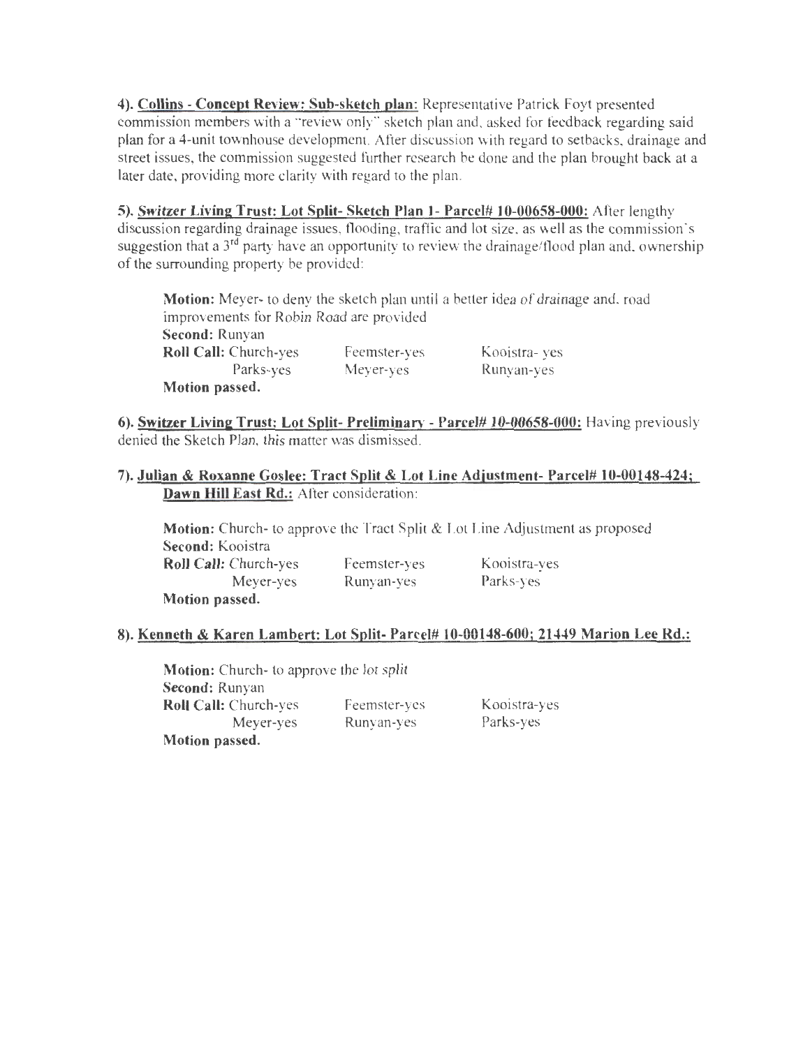**4). <u>Collins - Concept Review: Sub-sketch plan:</u>** Representative Patrick Foyt presented commission members with a "review only" sketch plan and, asked for feedback regarding said plan for a 4-unit townhouse development. After discussion with regard to setbacks, drainage and street issues, the commission suggested further research be done and the plan brought back at a later date, providing more clarity with regard to the plan.

**5). <u>Switzer Living Trust: Lot Split- Sketch Plan 1- Parcel# 10-00658-000:</u>** After lengthy discussion regarding drainage issues, flooding, traffic and lot size, as well as the commission's suggestion that a 3rd party have an opportunity to review the drainage/flood plan and, ownership of the surrounding property be provided:

> **Motion:** Meyer- to deny the sketch plan until a better idea of drainage and, road improvements for Robin Road are provided
> **Second:** Runyan
> **Roll Call:** Church-yes Feemster-yes Kooistra- yes
> Parks-yes Meyer-yes Runyan-yes
> **Motion passed.**

**6). <u>Switzer Living Trust: Lot Split- Preliminary - Parcel# 10-00658-000:</u>** Having previously denied the Sketch Plan, this matter was dismissed.

**7). <u>Julian & Roxanne Goslee: Tract Split & Lot Line Adjustment- Parcel# 10-00148-424; Dawn Hill East Rd.:</u>** After consideration:

> **Motion:** Church- to approve the Tract Split & Lot Line Adjustment as proposed
> **Second:** Kooistra
> **Roll Call:** Church-yes Feemster-yes Kooistra-yes
> Meyer-yes Runyan-yes Parks-yes
> **Motion passed.**

**8). <u>Kenneth & Karen Lambert: Lot Split- Parcel# 10-00148-600; 21449 Marion Lee Rd.:</u>**

> **Motion:** Church- to approve the lot split
> **Second:** Runyan
> **Roll Call:** Church-yes Feemster-yes Kooistra-yes
> Meyer-yes Runyan-yes Parks-yes
> **Motion passed.**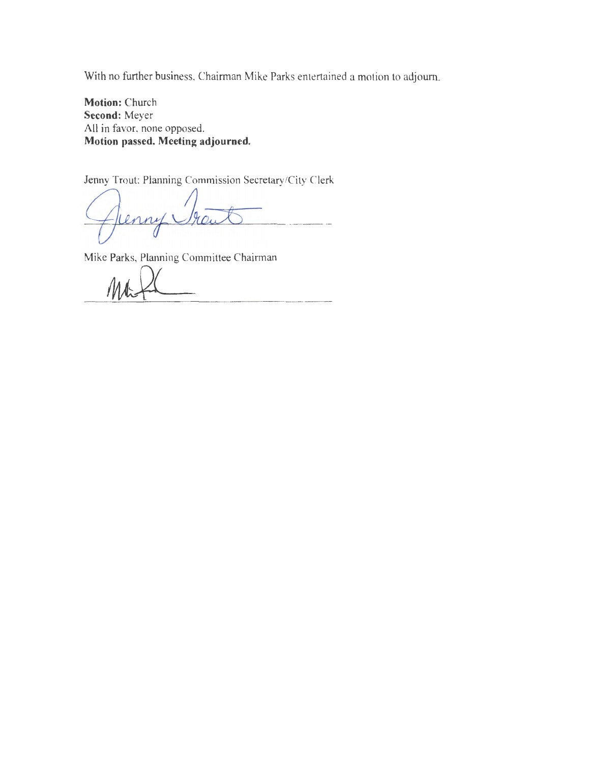With no further business, Chairman Mike Parks entertained a motion to adjourn.

**Motion:** Church
**Second:** Meyer
All in favor, none opposed.
**Motion passed. Meeting adjourned.**

Jenny Trout: Planning Commission Secretary/City Clerk

______________________________

Mike Parks, Planning Committee Chairman

______________________________